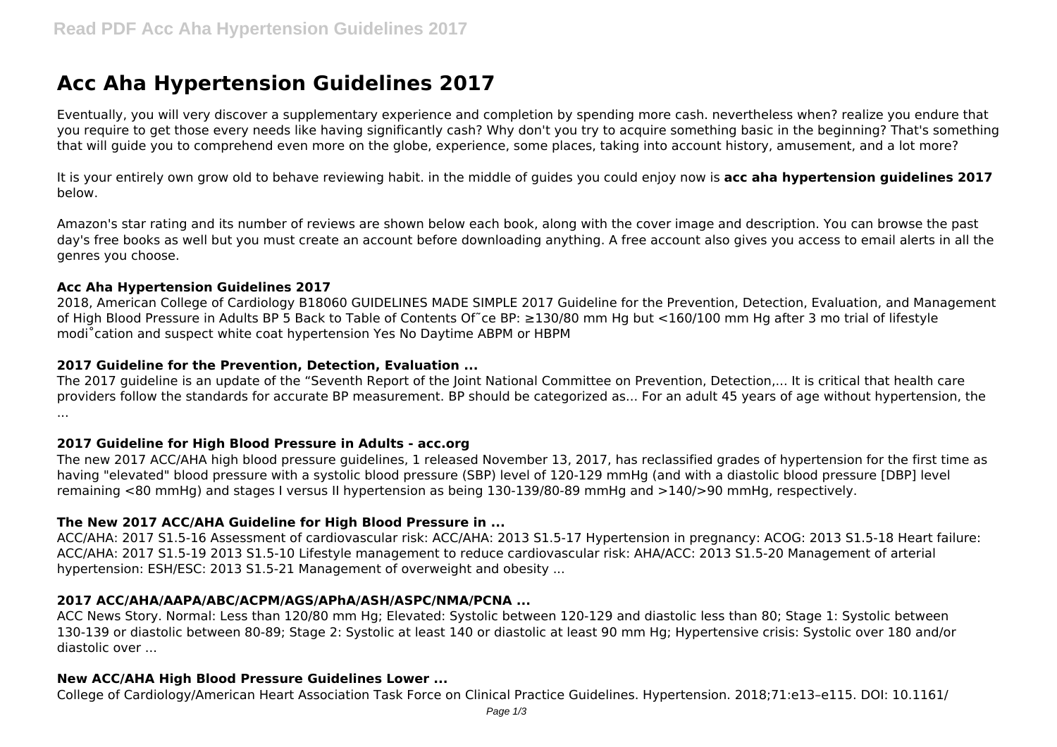# Acc Aha Hypertension Guidelines 2017

Eventually, you will very discover a supplementary experience and completion by spending more cash. nevertheless when? realize you endure that you require to get those every needs like having significantly cash? Why don't you try to acquire something basic in the beginning? That's something that will guide you to comprehend even more on the globe, experience, some places, taking into account history, amusement, and a lot more?

It is your entirely own grow old to behave reviewing habit. in the middle of guides you could enjoy now is **acc aha hypertension guidelines 2017** below.

Amazon's star rating and its number of reviews are shown below each book, along with the cover image and description. You can browse the past day's free books as well but you must create an account before downloading anything. A free account also gives you access to email alerts in all the genres you choose.

### Acc Aha Hypertension Guidelines 2017

2018, American College of Cardiology B18060 GUIDELINES MADE SIMPLE 2017 Guideline for the Prevention, Detection, Evaluation, and Management of High Blood Pressure in Adults BP 5 Back to Table of Contents Of˜ce BP: ≥130/80 mm Hg but <160/100 mm Hg after 3 mo trial of lifestyle modi˚cation and suspect white coat hypertension Yes No Daytime ABPM or HBPM

### 2017 Guideline for the Prevention, Detection, Evaluation ...

The 2017 guideline is an update of the "Seventh Report of the Joint National Committee on Prevention, Detection,... It is critical that health care providers follow the standards for accurate BP measurement. BP should be categorized as... For an adult 45 years of age without hypertension, the ...

### 2017 Guideline for High Blood Pressure in Adults - acc.org

The new 2017 ACC/AHA high blood pressure guidelines, 1 released November 13, 2017, has reclassified grades of hypertension for the first time as having "elevated" blood pressure with a systolic blood pressure (SBP) level of 120-129 mmHg (and with a diastolic blood pressure [DBP] level remaining <80 mmHg) and stages I versus II hypertension as being 130-139/80-89 mmHg and >140/>90 mmHg, respectively.

### The New 2017 ACC/AHA Guideline for High Blood Pressure in ...

ACC/AHA: 2017 S1.5-16 Assessment of cardiovascular risk: ACC/AHA: 2013 S1.5-17 Hypertension in pregnancy: ACOG: 2013 S1.5-18 Heart failure: ACC/AHA: 2017 S1.5-19 2013 S1.5-10 Lifestyle management to reduce cardiovascular risk: AHA/ACC: 2013 S1.5-20 Management of arterial hypertension: ESH/ESC: 2013 S1.5-21 Management of overweight and obesity ...

### 2017 ACC/AHA/AAPA/ABC/ACPM/AGS/APhA/ASH/ASPC/NMA/PCNA ...

ACC News Story. Normal: Less than 120/80 mm Hg; Elevated: Systolic between 120-129 and diastolic less than 80; Stage 1: Systolic between 130-139 or diastolic between 80-89; Stage 2: Systolic at least 140 or diastolic at least 90 mm Hg; Hypertensive crisis: Systolic over 180 and/or diastolic over ...

### New ACC/AHA High Blood Pressure Guidelines Lower ...

College of Cardiology/American Heart Association Task Force on Clinical Practice Guidelines. Hypertension. 2018;71:e13–e115. DOI: 10.1161/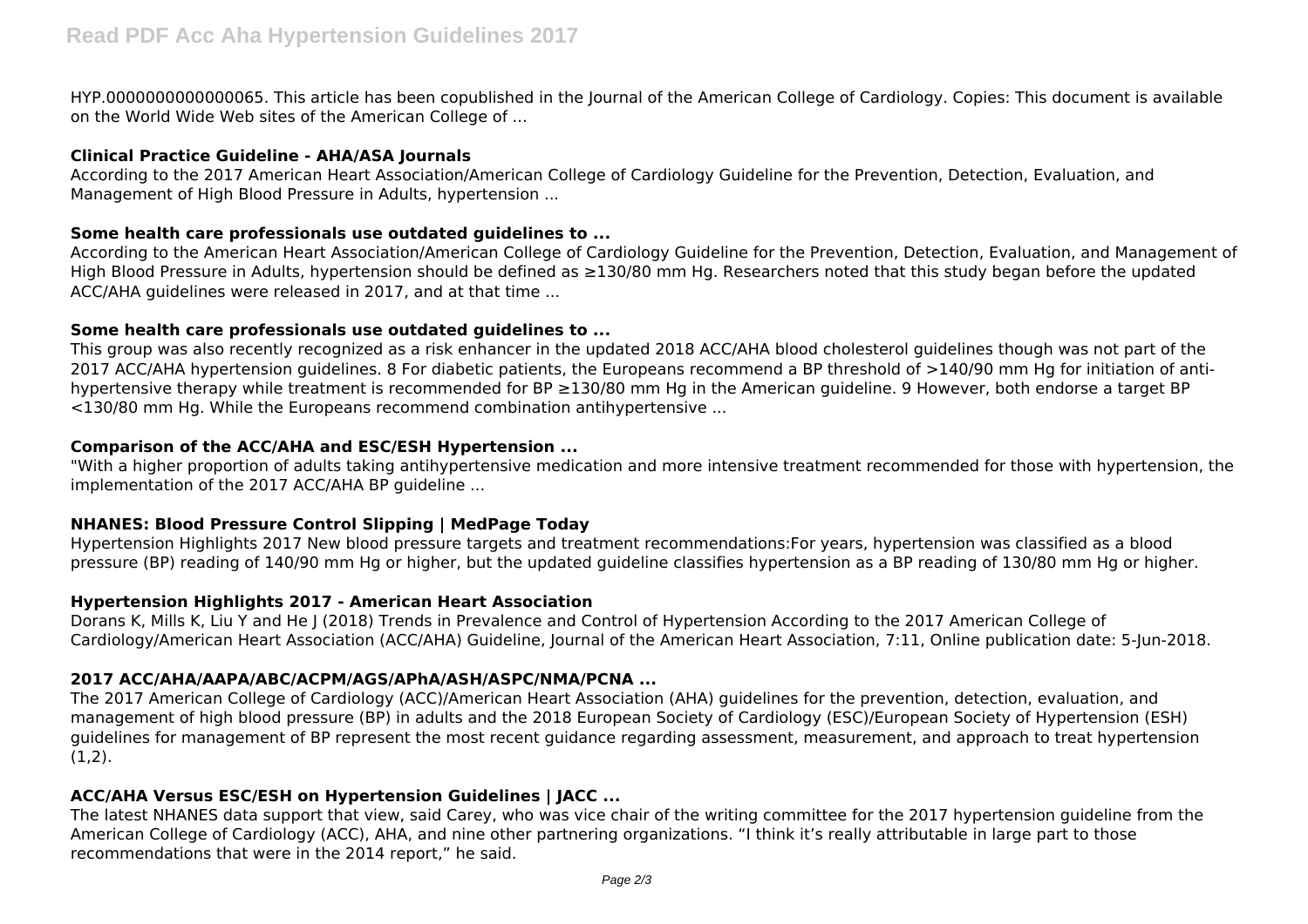HYP.0000000000000065. This article has been copublished in the Journal of the American College of Cardiology. Copies: This document is available on the World Wide Web sites of the American College of ...

### Clinical Practice Guideline - AHA/ASA Journals

According to the 2017 American Heart Association/American College of Cardiology Guideline for the Prevention, Detection, Evaluation, and Management of High Blood Pressure in Adults, hypertension ...

### Some health care professionals use outdated guidelines to ...

According to the American Heart Association/American College of Cardiology Guideline for the Prevention, Detection, Evaluation, and Management of High Blood Pressure in Adults, hypertension should be defined as ≥130/80 mm Hg. Researchers noted that this study began before the updated ACC/AHA guidelines were released in 2017, and at that time ...

### Some health care professionals use outdated guidelines to ...

This group was also recently recognized as a risk enhancer in the updated 2018 ACC/AHA blood cholesterol guidelines though was not part of the 2017 ACC/AHA hypertension guidelines. 8 For diabetic patients, the Europeans recommend a BP threshold of >140/90 mm Hg for initiation of anti-hypertensive therapy while treatment is recommended for BP ≥130/80 mm Hg in the American guideline. 9 However, both endorse a target BP <130/80 mm Hg. While the Europeans recommend combination antihypertensive ...

### Comparison of the ACC/AHA and ESC/ESH Hypertension ...

"With a higher proportion of adults taking antihypertensive medication and more intensive treatment recommended for those with hypertension, the implementation of the 2017 ACC/AHA BP guideline ...

### NHANES: Blood Pressure Control Slipping | MedPage Today

Hypertension Highlights 2017 New blood pressure targets and treatment recommendations:For years, hypertension was classified as a blood pressure (BP) reading of 140/90 mm Hg or higher, but the updated guideline classifies hypertension as a BP reading of 130/80 mm Hg or higher.

### Hypertension Highlights 2017 - American Heart Association

Dorans K, Mills K, Liu Y and He J (2018) Trends in Prevalence and Control of Hypertension According to the 2017 American College of Cardiology/American Heart Association (ACC/AHA) Guideline, Journal of the American Heart Association, 7:11, Online publication date: 5-Jun-2018.

### 2017 ACC/AHA/AAPA/ABC/ACPM/AGS/APhA/ASH/ASPC/NMA/PCNA ...

The 2017 American College of Cardiology (ACC)/American Heart Association (AHA) guidelines for the prevention, detection, evaluation, and management of high blood pressure (BP) in adults and the 2018 European Society of Cardiology (ESC)/European Society of Hypertension (ESH) guidelines for management of BP represent the most recent guidance regarding assessment, measurement, and approach to treat hypertension (1,2).

### ACC/AHA Versus ESC/ESH on Hypertension Guidelines | JACC ...

The latest NHANES data support that view, said Carey, who was vice chair of the writing committee for the 2017 hypertension guideline from the American College of Cardiology (ACC), AHA, and nine other partnering organizations. "I think it's really attributable in large part to those recommendations that were in the 2014 report," he said.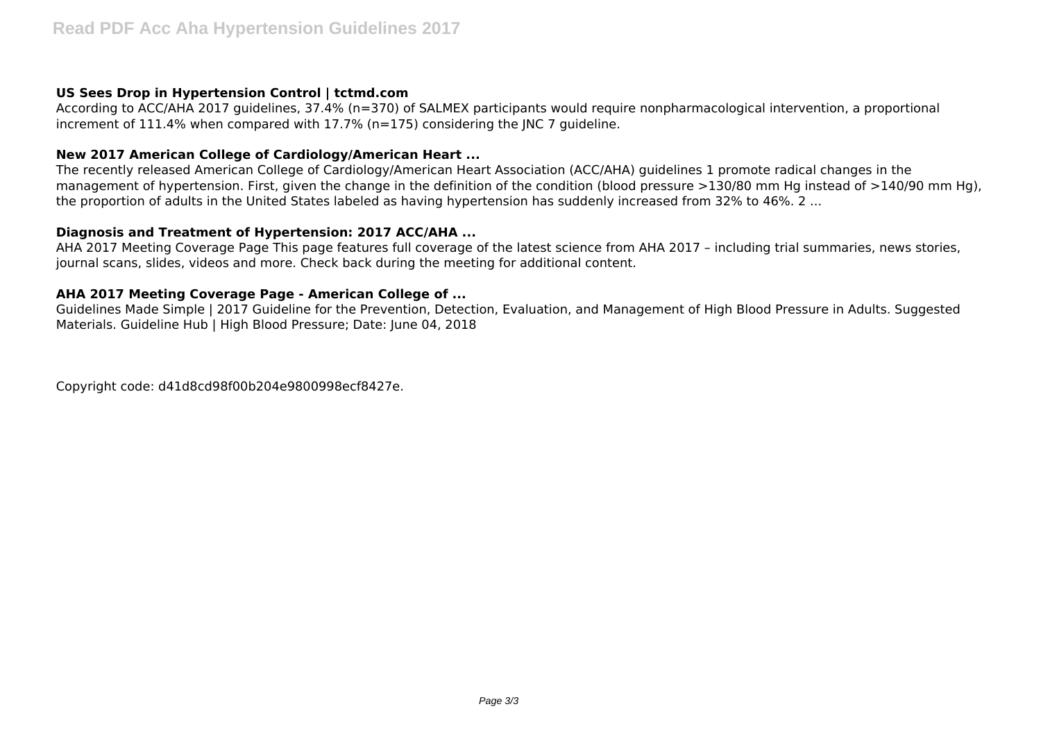**US Sees Drop in Hypertension Control | tctmd.com**

According to ACC/AHA 2017 guidelines, 37.4% (n=370) of SALMEX participants would require nonpharmacological intervention, a proportional increment of 111.4% when compared with 17.7% (n=175) considering the JNC 7 guideline.

**New 2017 American College of Cardiology/American Heart ...**

The recently released American College of Cardiology/American Heart Association (ACC/AHA) guidelines 1 promote radical changes in the management of hypertension. First, given the change in the definition of the condition (blood pressure >130/80 mm Hg instead of >140/90 mm Hg), the proportion of adults in the United States labeled as having hypertension has suddenly increased from 32% to 46%. 2 ...

**Diagnosis and Treatment of Hypertension: 2017 ACC/AHA ...**

AHA 2017 Meeting Coverage Page This page features full coverage of the latest science from AHA 2017 – including trial summaries, news stories, journal scans, slides, videos and more. Check back during the meeting for additional content.

**AHA 2017 Meeting Coverage Page - American College of ...**

Guidelines Made Simple | 2017 Guideline for the Prevention, Detection, Evaluation, and Management of High Blood Pressure in Adults. Suggested Materials. Guideline Hub | High Blood Pressure; Date: June 04, 2018

Copyright code: d41d8cd98f00b204e9800998ecf8427e.